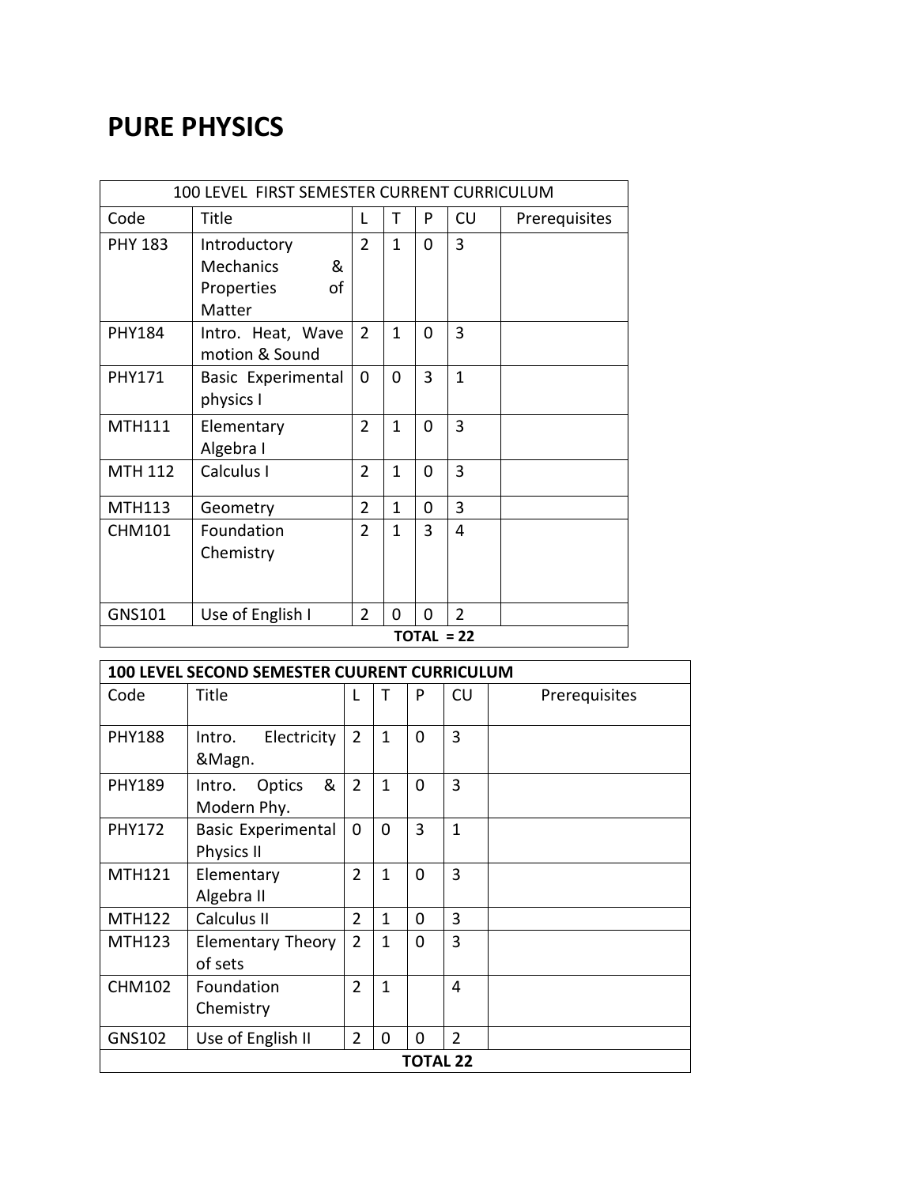# PURE PHYSICS

| 100 LEVEL FIRST SEMESTER CURRENT CURRICULUM | | | | | | |
|---|---|---|---|---|---|---|
| Code | Title | L | T | P | CU | Prerequisites |
| PHY 183 | Introductory Mechanics & Properties of Matter | 2 | 1 | 0 | 3 | |
| PHY184 | Intro. Heat, Wave motion & Sound | 2 | 1 | 0 | 3 | |
| PHY171 | Basic Experimental physics I | 0 | 0 | 3 | 1 | |
| MTH111 | Elementary Algebra I | 2 | 1 | 0 | 3 | |
| MTH 112 | Calculus I | 2 | 1 | 0 | 3 | |
| MTH113 | Geometry | 2 | 1 | 0 | 3 | |
| CHM101 | Foundation Chemistry | 2 | 1 | 3 | 4 | |
| GNS101 | Use of English I | 2 | 0 | 0 | 2 | |
| | | | | **TOTAL = 22** | | |

| **100 LEVEL SECOND SEMESTER CUURENT CURRICULUM** | | | | | | |
|---|---|---|---|---|---|---|
| Code | Title | L | T | P | CU | Prerequisites |
| PHY188 | Intro. Electricity &Magn. | 2 | 1 | 0 | 3 | |
| PHY189 | Intro. Optics & Modern Phy. | 2 | 1 | 0 | 3 | |
| PHY172 | Basic Experimental Physics II | 0 | 0 | 3 | 1 | |
| MTH121 | Elementary Algebra II | 2 | 1 | 0 | 3 | |
| MTH122 | Calculus II | 2 | 1 | 0 | 3 | |
| MTH123 | Elementary Theory of sets | 2 | 1 | 0 | 3 | |
| CHM102 | Foundation Chemistry | 2 | 1 | | 4 | |
| GNS102 | Use of English II | 2 | 0 | 0 | 2 | |
| | | | | **TOTAL 22** | | |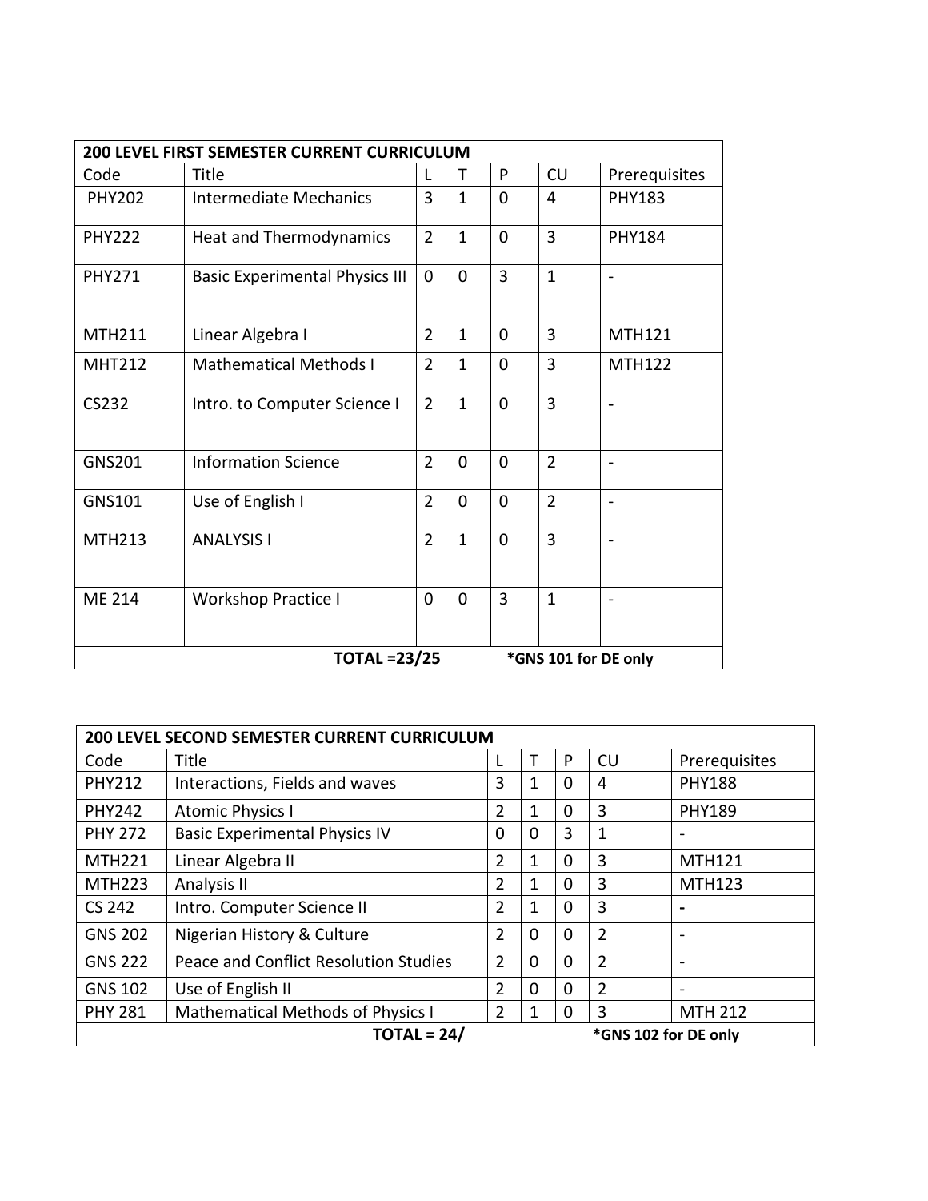| 200 LEVEL FIRST SEMESTER CURRENT CURRICULUM | | | | | | |
|---|---|---|---|---|---|---|
| Code | Title | L | T | P | CU | Prerequisites |
| PHY202 | Intermediate Mechanics | 3 | 1 | 0 | 4 | PHY183 |
| PHY222 | Heat and Thermodynamics | 2 | 1 | 0 | 3 | PHY184 |
| PHY271 | Basic Experimental Physics III | 0 | 0 | 3 | 1 | - |
| MTH211 | Linear Algebra I | 2 | 1 | 0 | 3 | MTH121 |
| MHT212 | Mathematical Methods I | 2 | 1 | 0 | 3 | MTH122 |
| CS232 | Intro. to Computer Science I | 2 | 1 | 0 | 3 | **-** |
| GNS201 | Information Science | 2 | 0 | 0 | 2 | - |
| GNS101 | Use of English I | 2 | 0 | 0 | 2 | - |
| MTH213 | ANALYSIS I | 2 | 1 | 0 | 3 | - |
| ME 214 | Workshop Practice I | 0 | 0 | 3 | 1 | - |
| **TOTAL =23/25** | | | | **\*GNS 101 for DE only** | | |

| 200 LEVEL SECOND SEMESTER CURRENT CURRICULUM | | | | | | |
|---|---|---|---|---|---|---|
| Code | Title | L | T | P | CU | Prerequisites |
| PHY212 | Interactions, Fields and waves | 3 | 1 | 0 | 4 | PHY188 |
| PHY242 | Atomic Physics I | 2 | 1 | 0 | 3 | PHY189 |
| PHY 272 | Basic Experimental Physics IV | 0 | 0 | 3 | 1 | - |
| MTH221 | Linear Algebra II | 2 | 1 | 0 | 3 | MTH121 |
| MTH223 | Analysis II | 2 | 1 | 0 | 3 | MTH123 |
| CS 242 | Intro. Computer Science II | 2 | 1 | 0 | 3 | **-** |
| GNS 202 | Nigerian History & Culture | 2 | 0 | 0 | 2 | - |
| GNS 222 | Peace and Conflict Resolution Studies | 2 | 0 | 0 | 2 | - |
| GNS 102 | Use of English II | 2 | 0 | 0 | 2 | - |
| PHY 281 | Mathematical Methods of Physics I | 2 | 1 | 0 | 3 | MTH 212 |
| **TOTAL = 24/** | | | | **\*GNS 102 for DE only** | | |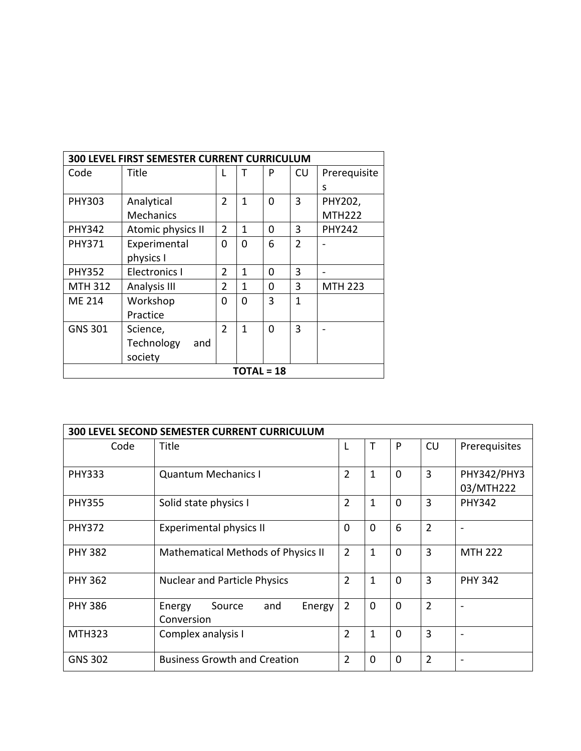| 300 LEVEL FIRST SEMESTER CURRENT CURRICULUM | | | | | | |
|---|---|---|---|---|---|---|
| Code | Title | L | T | P | CU | Prerequisites |
| PHY303 | Analytical Mechanics | 2 | 1 | 0 | 3 | PHY202, MTH222 |
| PHY342 | Atomic physics II | 2 | 1 | 0 | 3 | PHY242 |
| PHY371 | Experimental physics I | 0 | 0 | 6 | 2 | - |
| PHY352 | Electronics I | 2 | 1 | 0 | 3 | - |
| MTH 312 | Analysis III | 2 | 1 | 0 | 3 | MTH 223 |
| ME 214 | Workshop Practice | 0 | 0 | 3 | 1 | |
| GNS 301 | Science, Technology and society | 2 | 1 | 0 | 3 | - |
| **TOTAL = 18** | | | | | | |

| 300 LEVEL SECOND SEMESTER CURRENT CURRICULUM | | | | | | |
|---|---|---|---|---|---|---|
| Code | Title | L | T | P | CU | Prerequisites |
| PHY333 | Quantum Mechanics I | 2 | 1 | 0 | 3 | PHY342/PHY303/MTH222 |
| PHY355 | Solid state physics I | 2 | 1 | 0 | 3 | PHY342 |
| PHY372 | Experimental physics II | 0 | 0 | 6 | 2 | - |
| PHY 382 | Mathematical Methods of Physics II | 2 | 1 | 0 | 3 | MTH 222 |
| PHY 362 | Nuclear and Particle Physics | 2 | 1 | 0 | 3 | PHY 342 |
| PHY 386 | Energy Source and Energy Conversion | 2 | 0 | 0 | 2 | - |
| MTH323 | Complex analysis I | 2 | 1 | 0 | 3 | - |
| GNS 302 | Business Growth and Creation | 2 | 0 | 0 | 2 | - |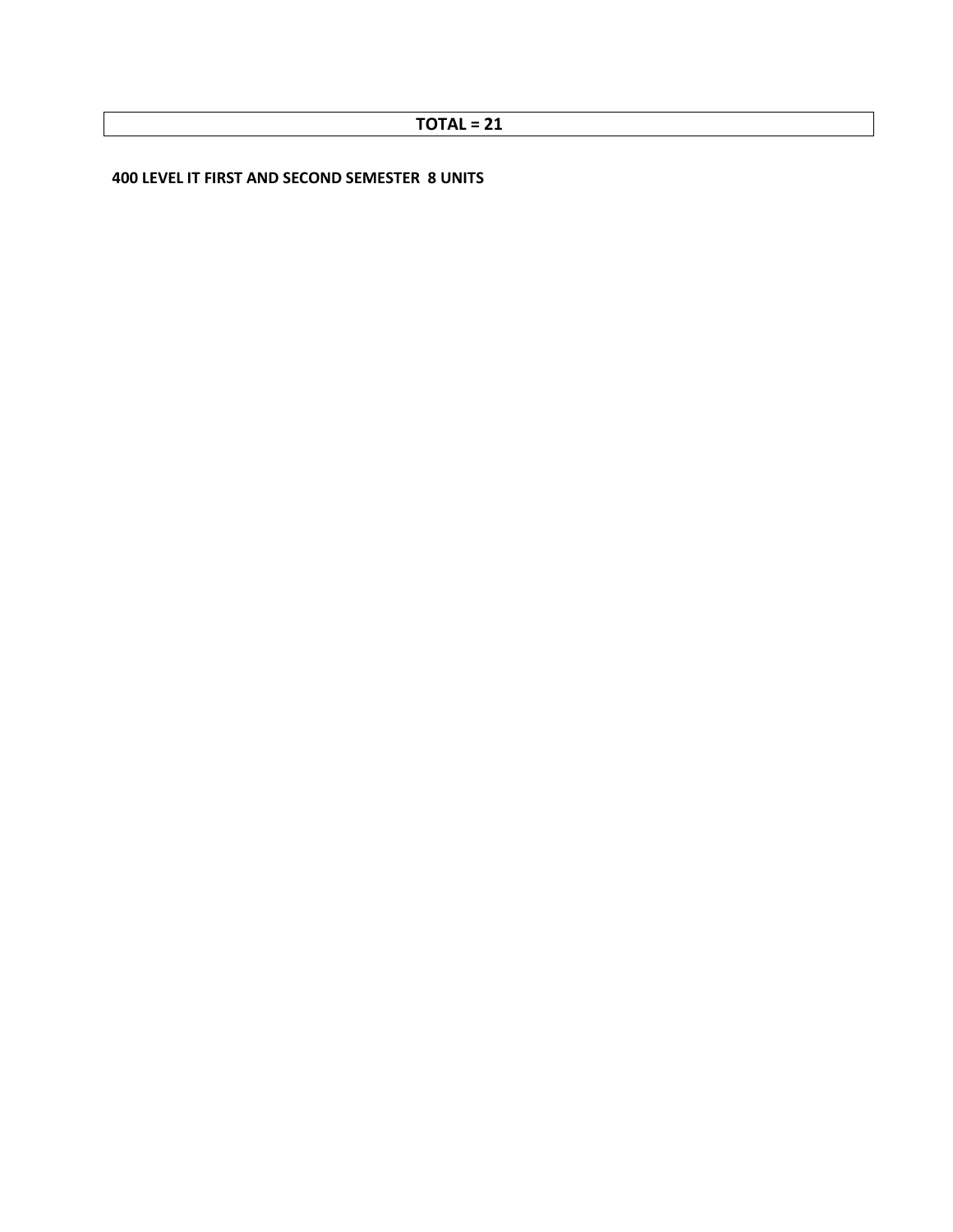| TOTAL = 21 |
| --- |

**400 LEVEL IT FIRST AND SECOND SEMESTER 8 UNITS**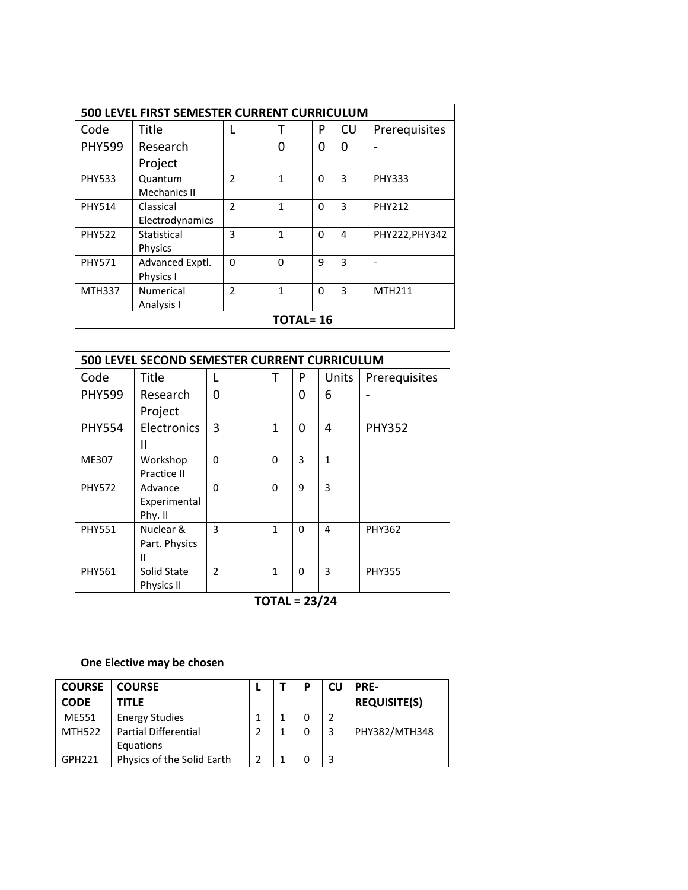| 500 LEVEL FIRST SEMESTER CURRENT CURRICULUM | | | | | | |
|---|---|---|---|---|---|---|
| Code | Title | L | T | P | CU | Prerequisites |
| PHY599 | Research Project | | 0 | 0 | 0 | - |
| PHY533 | Quantum Mechanics II | 2 | 1 | 0 | 3 | PHY333 |
| PHY514 | Classical Electrodynamics | 2 | 1 | 0 | 3 | PHY212 |
| PHY522 | Statistical Physics | 3 | 1 | 0 | 4 | PHY222,PHY342 |
| PHY571 | Advanced Exptl. Physics I | 0 | 0 | 9 | 3 | - |
| MTH337 | Numerical Analysis I | 2 | 1 | 0 | 3 | MTH211 |
| **TOTAL= 16** | | | | | | |

| 500 LEVEL SECOND SEMESTER CURRENT CURRICULUM | | | | | | |
|---|---|---|---|---|---|---|
| Code | Title | L | T | P | Units | Prerequisites |
| PHY599 | Research Project | 0 | | 0 | 6 | - |
| PHY554 | Electronics II | 3 | 1 | 0 | 4 | PHY352 |
| ME307 | Workshop Practice II | 0 | 0 | 3 | 1 | |
| PHY572 | Advance Experimental Phy. II | 0 | 0 | 9 | 3 | |
| PHY551 | Nuclear & Part. Physics II | 3 | 1 | 0 | 4 | PHY362 |
| PHY561 | Solid State Physics II | 2 | 1 | 0 | 3 | PHY355 |
| **TOTAL = 23/24** | | | | | | |

**One Elective may be chosen**

| COURSE CODE | COURSE TITLE | L | T | P | CU | PRE-REQUISITE(S) |
|---|---|---|---|---|---|---|
| ME551 | Energy Studies | 1 | 1 | 0 | 2 | |
| MTH522 | Partial Differential Equations | 2 | 1 | 0 | 3 | PHY382/MTH348 |
| GPH221 | Physics of the Solid Earth | 2 | 1 | 0 | 3 | |